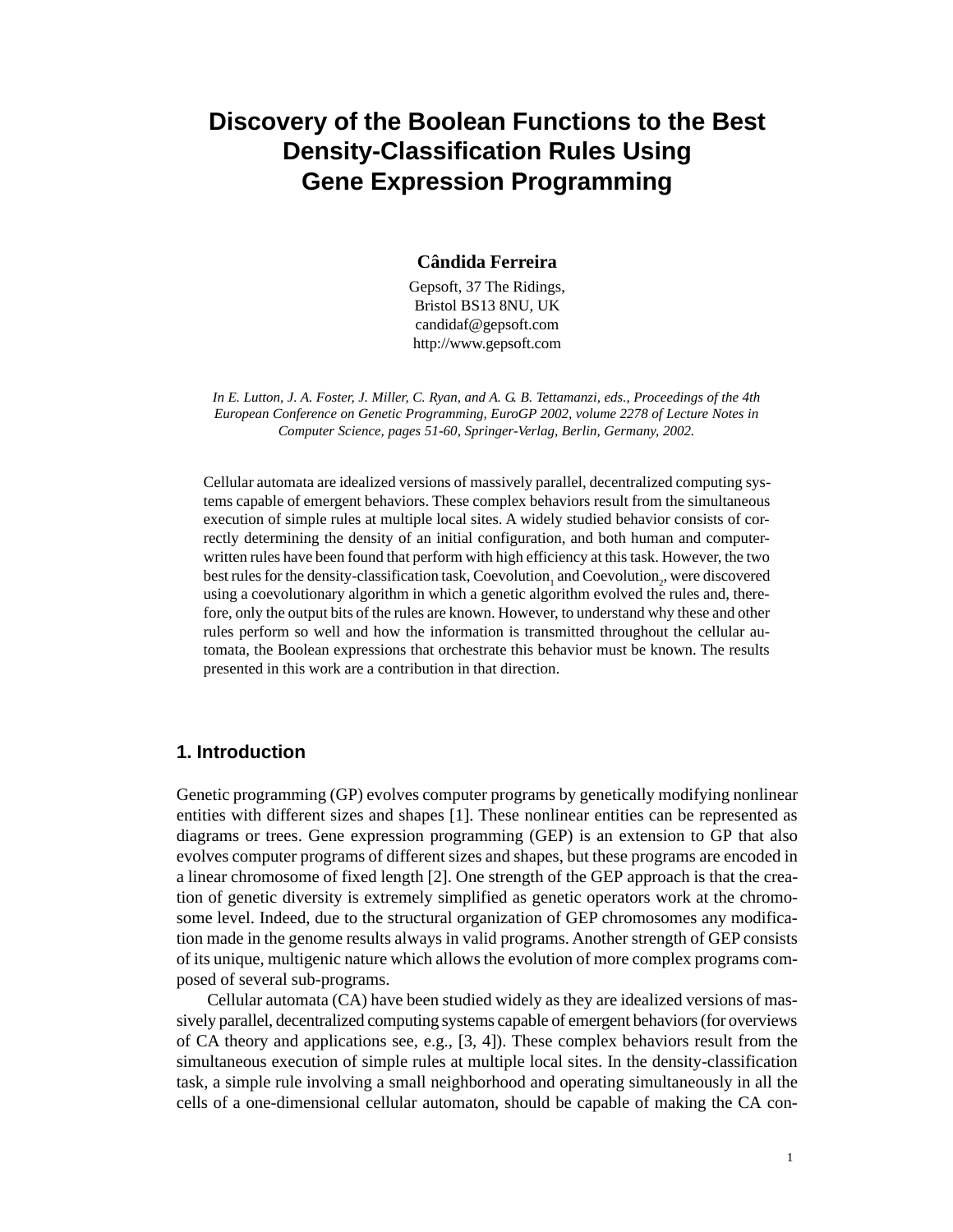# Discovery of the Boolean Functions to the Best Density-Classification Rules Using Gene Expression Programming

**Cândida Ferreira**

Gepsoft, 37 The Ridings,
Bristol BS13 8NU, UK
candidaf@gepsoft.com
http://www.gepsoft.com

*In E. Lutton, J. A. Foster, J. Miller, C. Ryan, and A. G. B. Tettamanzi, eds., Proceedings of the 4th European Conference on Genetic Programming, EuroGP 2002, volume 2278 of Lecture Notes in Computer Science, pages 51-60, Springer-Verlag, Berlin, Germany, 2002.*

Cellular automata are idealized versions of massively parallel, decentralized computing systems capable of emergent behaviors. These complex behaviors result from the simultaneous execution of simple rules at multiple local sites. A widely studied behavior consists of correctly determining the density of an initial configuration, and both human and computer-written rules have been found that perform with high efficiency at this task. However, the two best rules for the density-classification task, $\text{Coevolution}_1$ and $\text{Coevolution}_2$, were discovered using a coevolutionary algorithm in which a genetic algorithm evolved the rules and, therefore, only the output bits of the rules are known. However, to understand why these and other rules perform so well and how the information is transmitted throughout the cellular automata, the Boolean expressions that orchestrate this behavior must be known. The results presented in this work are a contribution in that direction.

## 1. Introduction

Genetic programming (GP) evolves computer programs by genetically modifying nonlinear entities with different sizes and shapes [1]. These nonlinear entities can be represented as diagrams or trees. Gene expression programming (GEP) is an extension to GP that also evolves computer programs of different sizes and shapes, but these programs are encoded in a linear chromosome of fixed length [2]. One strength of the GEP approach is that the creation of genetic diversity is extremely simplified as genetic operators work at the chromosome level. Indeed, due to the structural organization of GEP chromosomes any modification made in the genome results always in valid programs. Another strength of GEP consists of its unique, multigenic nature which allows the evolution of more complex programs composed of several sub-programs.

Cellular automata (CA) have been studied widely as they are idealized versions of massively parallel, decentralized computing systems capable of emergent behaviors (for overviews of CA theory and applications see, e.g., [3, 4]). These complex behaviors result from the simultaneous execution of simple rules at multiple local sites. In the density-classification task, a simple rule involving a small neighborhood and operating simultaneously in all the cells of a one-dimensional cellular automaton, should be capable of making the CA con-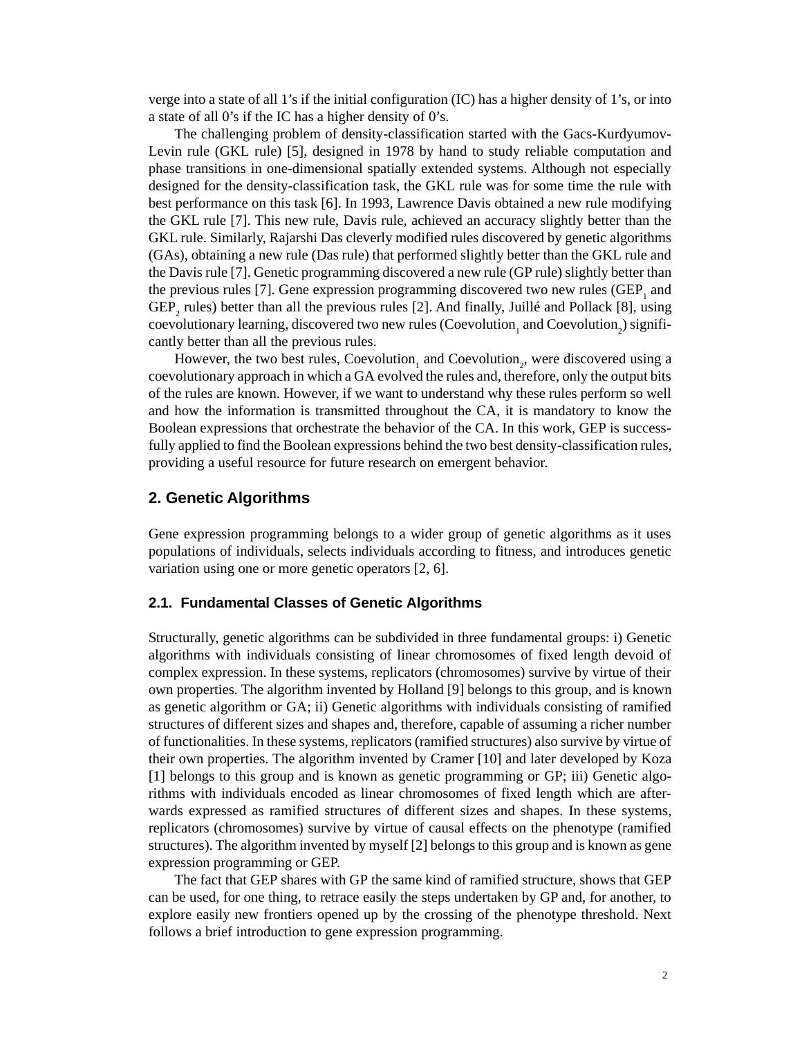verge into a state of all 1's if the initial configuration (IC) has a higher density of 1's, or into a state of all 0's if the IC has a higher density of 0's.

The challenging problem of density-classification started with the Gacs-Kurdyumov-Levin rule (GKL rule) [5], designed in 1978 by hand to study reliable computation and phase transitions in one-dimensional spatially extended systems. Although not especially designed for the density-classification task, the GKL rule was for some time the rule with best performance on this task [6]. In 1993, Lawrence Davis obtained a new rule modifying the GKL rule [7]. This new rule, Davis rule, achieved an accuracy slightly better than the GKL rule. Similarly, Rajarshi Das cleverly modified rules discovered by genetic algorithms (GAs), obtaining a new rule (Das rule) that performed slightly better than the GKL rule and the Davis rule [7]. Genetic programming discovered a new rule (GP rule) slightly better than the previous rules [7]. Gene expression programming discovered two new rules ($GEP_1$ and $GEP_2$ rules) better than all the previous rules [2]. And finally, Juillé and Pollack [8], using coevolutionary learning, discovered two new rules ($Coevolution_1$ and $Coevolution_2$) significantly better than all the previous rules.

However, the two best rules, $Coevolution_1$ and $Coevolution_2$, were discovered using a coevolutionary approach in which a GA evolved the rules and, therefore, only the output bits of the rules are known. However, if we want to understand why these rules perform so well and how the information is transmitted throughout the CA, it is mandatory to know the Boolean expressions that orchestrate the behavior of the CA. In this work, GEP is successfully applied to find the Boolean expressions behind the two best density-classification rules, providing a useful resource for future research on emergent behavior.

## 2. Genetic Algorithms

Gene expression programming belongs to a wider group of genetic algorithms as it uses populations of individuals, selects individuals according to fitness, and introduces genetic variation using one or more genetic operators [2, 6].

### 2.1. Fundamental Classes of Genetic Algorithms

Structurally, genetic algorithms can be subdivided in three fundamental groups: i) Genetic algorithms with individuals consisting of linear chromosomes of fixed length devoid of complex expression. In these systems, replicators (chromosomes) survive by virtue of their own properties. The algorithm invented by Holland [9] belongs to this group, and is known as genetic algorithm or GA; ii) Genetic algorithms with individuals consisting of ramified structures of different sizes and shapes and, therefore, capable of assuming a richer number of functionalities. In these systems, replicators (ramified structures) also survive by virtue of their own properties. The algorithm invented by Cramer [10] and later developed by Koza [1] belongs to this group and is known as genetic programming or GP; iii) Genetic algorithms with individuals encoded as linear chromosomes of fixed length which are afterwards expressed as ramified structures of different sizes and shapes. In these systems, replicators (chromosomes) survive by virtue of causal effects on the phenotype (ramified structures). The algorithm invented by myself [2] belongs to this group and is known as gene expression programming or GEP.

The fact that GEP shares with GP the same kind of ramified structure, shows that GEP can be used, for one thing, to retrace easily the steps undertaken by GP and, for another, to explore easily new frontiers opened up by the crossing of the phenotype threshold. Next follows a brief introduction to gene expression programming.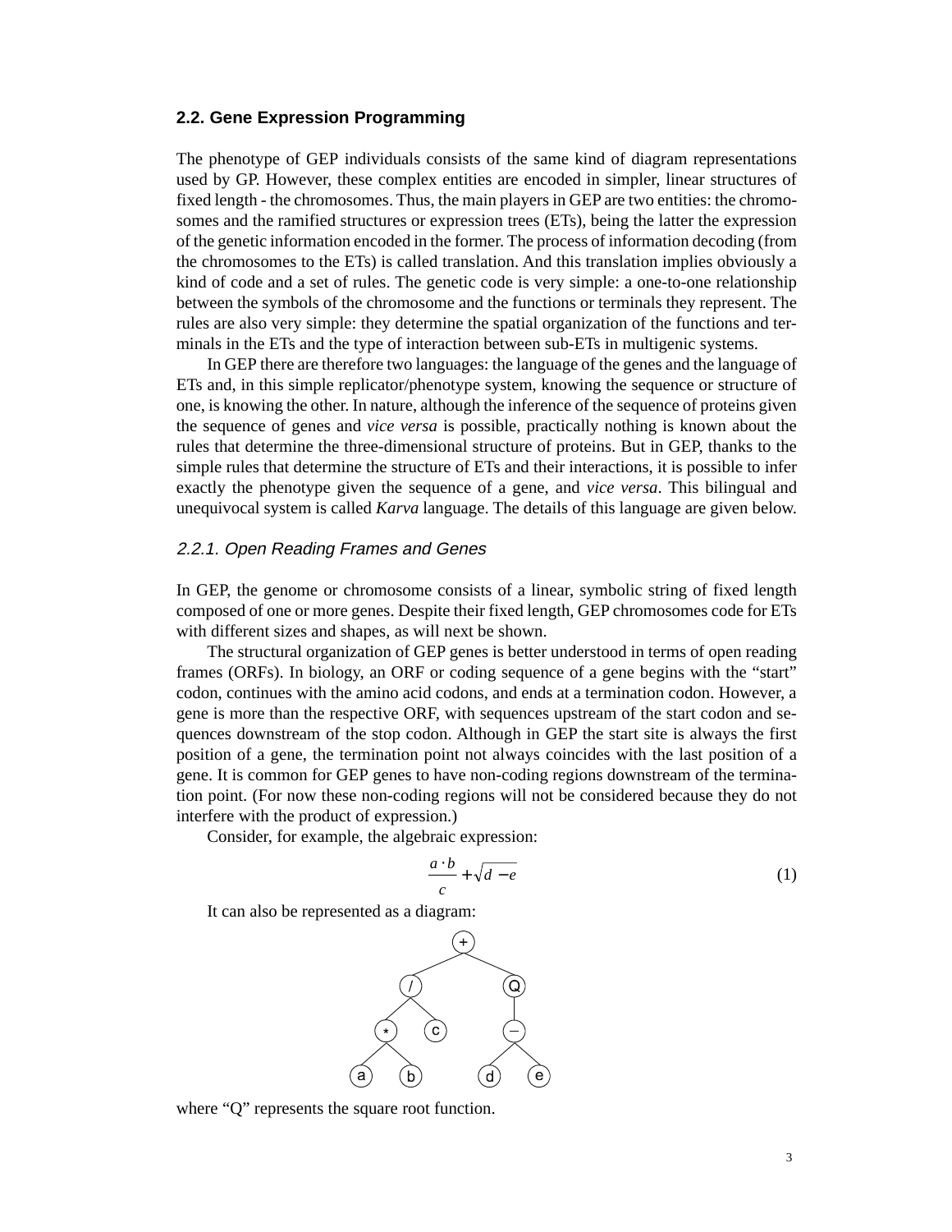### 2.2. Gene Expression Programming

The phenotype of GEP individuals consists of the same kind of diagram representations used by GP. However, these complex entities are encoded in simpler, linear structures of fixed length - the chromosomes. Thus, the main players in GEP are two entities: the chromosomes and the ramified structures or expression trees (ETs), being the latter the expression of the genetic information encoded in the former. The process of information decoding (from the chromosomes to the ETs) is called translation. And this translation implies obviously a kind of code and a set of rules. The genetic code is very simple: a one-to-one relationship between the symbols of the chromosome and the functions or terminals they represent. The rules are also very simple: they determine the spatial organization of the functions and terminals in the ETs and the type of interaction between sub-ETs in multigenic systems.

In GEP there are therefore two languages: the language of the genes and the language of ETs and, in this simple replicator/phenotype system, knowing the sequence or structure of one, is knowing the other. In nature, although the inference of the sequence of proteins given the sequence of genes and *vice versa* is possible, practically nothing is known about the rules that determine the three-dimensional structure of proteins. But in GEP, thanks to the simple rules that determine the structure of ETs and their interactions, it is possible to infer exactly the phenotype given the sequence of a gene, and *vice versa*. This bilingual and unequivocal system is called *Karva* language. The details of this language are given below.

#### *2.2.1. Open Reading Frames and Genes*

In GEP, the genome or chromosome consists of a linear, symbolic string of fixed length composed of one or more genes. Despite their fixed length, GEP chromosomes code for ETs with different sizes and shapes, as will next be shown.

The structural organization of GEP genes is better understood in terms of open reading frames (ORFs). In biology, an ORF or coding sequence of a gene begins with the "start" codon, continues with the amino acid codons, and ends at a termination codon. However, a gene is more than the respective ORF, with sequences upstream of the start codon and sequences downstream of the stop codon. Although in GEP the start site is always the first position of a gene, the termination point not always coincides with the last position of a gene. It is common for GEP genes to have non-coding regions downstream of the termination point. (For now these non-coding regions will not be considered because they do not interfere with the product of expression.)

Consider, for example, the algebraic expression:

$$\frac{a \cdot b}{c} + \sqrt{d - e} \qquad (1)$$

It can also be represented as a diagram:

```
            +
         /     \
        /       Q
      /   \     |
     *     c    -
    / \        / \
   a   b      d   e
```

where "Q" represents the square root function.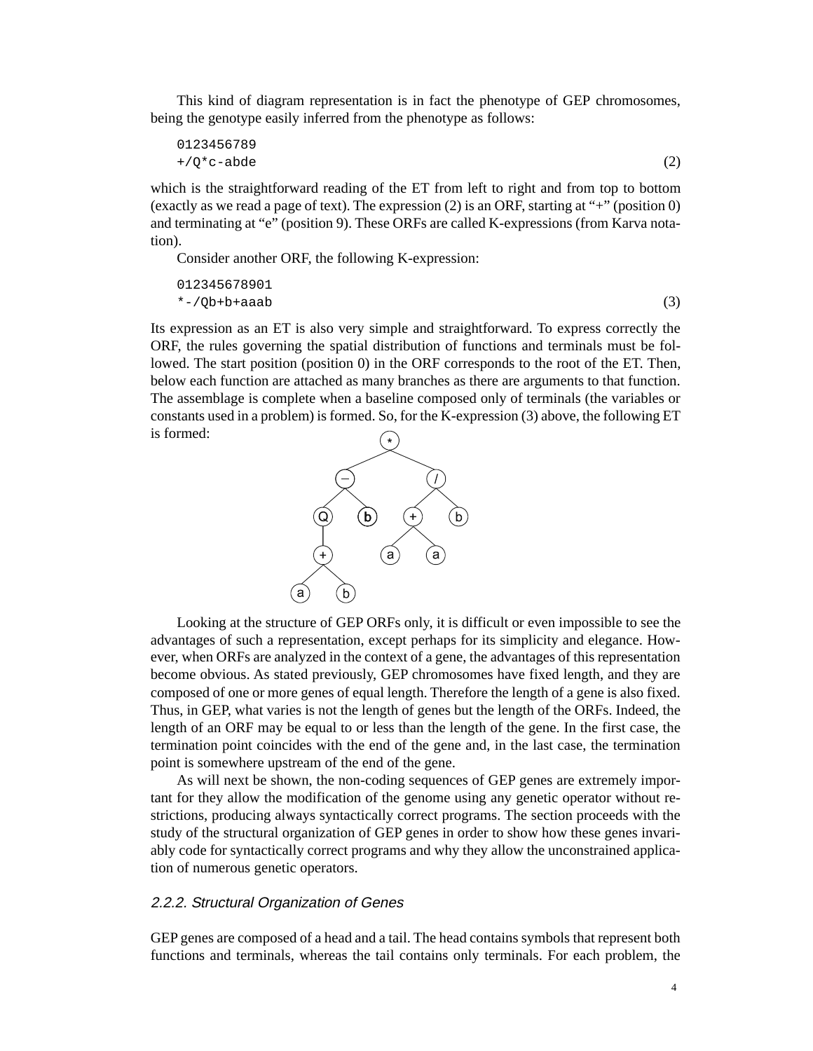This kind of diagram representation is in fact the phenotype of GEP chromosomes, being the genotype easily inferred from the phenotype as follows:

```
0123456789
+/Q*c-abde                                                        (2)
```

which is the straightforward reading of the ET from left to right and from top to bottom (exactly as we read a page of text). The expression (2) is an ORF, starting at "+" (position 0) and terminating at "e" (position 9). These ORFs are called K-expressions (from Karva notation).

Consider another ORF, the following K-expression:

```
012345678901
*-/Qb+b+aaab                                                      (3)
```

Its expression as an ET is also very simple and straightforward. To express correctly the ORF, the rules governing the spatial distribution of functions and terminals must be followed. The start position (position 0) in the ORF corresponds to the root of the ET. Then, below each function are attached as many branches as there are arguments to that function. The assemblage is complete when a baseline composed only of terminals (the variables or constants used in a problem) is formed. So, for the K-expression (3) above, the following ET is formed:

*
–
/
Q
b
+
b
+
a
a
a
b

Looking at the structure of GEP ORFs only, it is difficult or even impossible to see the advantages of such a representation, except perhaps for its simplicity and elegance. However, when ORFs are analyzed in the context of a gene, the advantages of this representation become obvious. As stated previously, GEP chromosomes have fixed length, and they are composed of one or more genes of equal length. Therefore the length of a gene is also fixed. Thus, in GEP, what varies is not the length of genes but the length of the ORFs. Indeed, the length of an ORF may be equal to or less than the length of the gene. In the first case, the termination point coincides with the end of the gene and, in the last case, the termination point is somewhere upstream of the end of the gene.

As will next be shown, the non-coding sequences of GEP genes are extremely important for they allow the modification of the genome using any genetic operator without restrictions, producing always syntactically correct programs. The section proceeds with the study of the structural organization of GEP genes in order to show how these genes invariably code for syntactically correct programs and why they allow the unconstrained application of numerous genetic operators.

### *2.2.2. Structural Organization of Genes*

GEP genes are composed of a head and a tail. The head contains symbols that represent both functions and terminals, whereas the tail contains only terminals. For each problem, the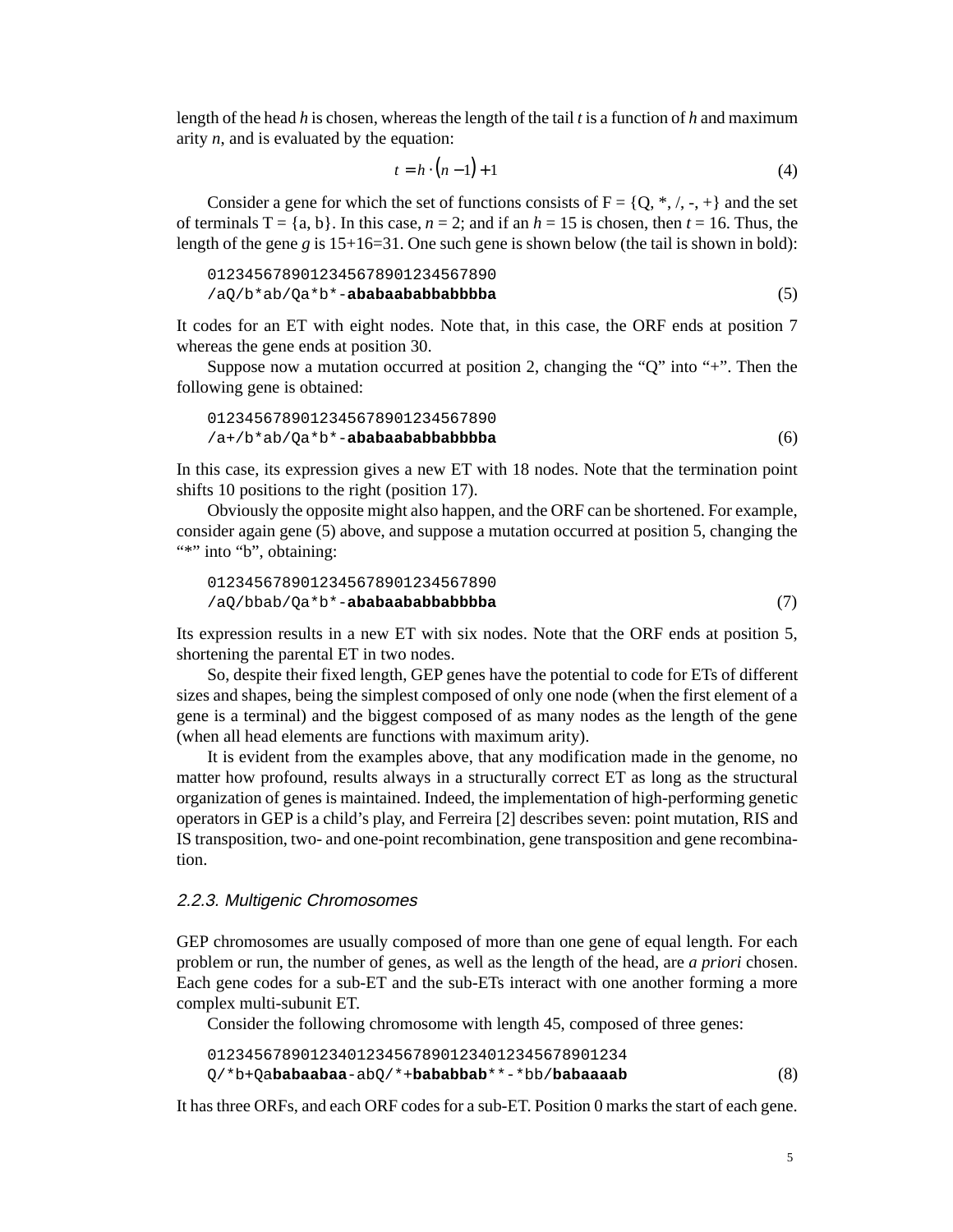length of the head *h* is chosen, whereas the length of the tail *t* is a function of *h* and maximum arity *n*, and is evaluated by the equation:

$$t = h \cdot (n - 1) + 1 \tag{4}$$

Consider a gene for which the set of functions consists of F = {Q, *, /, -, +} and the set of terminals T = {a, b}. In this case, $n = 2$; and if an $h = 15$ is chosen, then $t = 16$. Thus, the length of the gene *g* is 15+16=31. One such gene is shown below (the tail is shown in bold):

```
0123456789012345678901234567890
/aQ/b*ab/Qa*b*-ababaababbabbbba
```
(5)

It codes for an ET with eight nodes. Note that, in this case, the ORF ends at position 7 whereas the gene ends at position 30.

Suppose now a mutation occurred at position 2, changing the "Q" into "+". Then the following gene is obtained:

```
0123456789012345678901234567890
/a+/b*ab/Qa*b*-ababaababbabbbba
```
(6)

In this case, its expression gives a new ET with 18 nodes. Note that the termination point shifts 10 positions to the right (position 17).

Obviously the opposite might also happen, and the ORF can be shortened. For example, consider again gene (5) above, and suppose a mutation occurred at position 5, changing the "*" into "b", obtaining:

```
0123456789012345678901234567890
/aQ/bbab/Qa*b*-ababaababbabbbba
```
(7)

Its expression results in a new ET with six nodes. Note that the ORF ends at position 5, shortening the parental ET in two nodes.

So, despite their fixed length, GEP genes have the potential to code for ETs of different sizes and shapes, being the simplest composed of only one node (when the first element of a gene is a terminal) and the biggest composed of as many nodes as the length of the gene (when all head elements are functions with maximum arity).

It is evident from the examples above, that any modification made in the genome, no matter how profound, results always in a structurally correct ET as long as the structural organization of genes is maintained. Indeed, the implementation of high-performing genetic operators in GEP is a child's play, and Ferreira [2] describes seven: point mutation, RIS and IS transposition, two- and one-point recombination, gene transposition and gene recombination.

### 2.2.3. Multigenic Chromosomes

GEP chromosomes are usually composed of more than one gene of equal length. For each problem or run, the number of genes, as well as the length of the head, are *a priori* chosen. Each gene codes for a sub-ET and the sub-ETs interact with one another forming a more complex multi-subunit ET.

Consider the following chromosome with length 45, composed of three genes:

```
012345678901234012345678901234012345678901234
Q/*b+Qababaabaa-abQ/*+bababbab**-*bb/babaaaab
```
(8)

It has three ORFs, and each ORF codes for a sub-ET. Position 0 marks the start of each gene.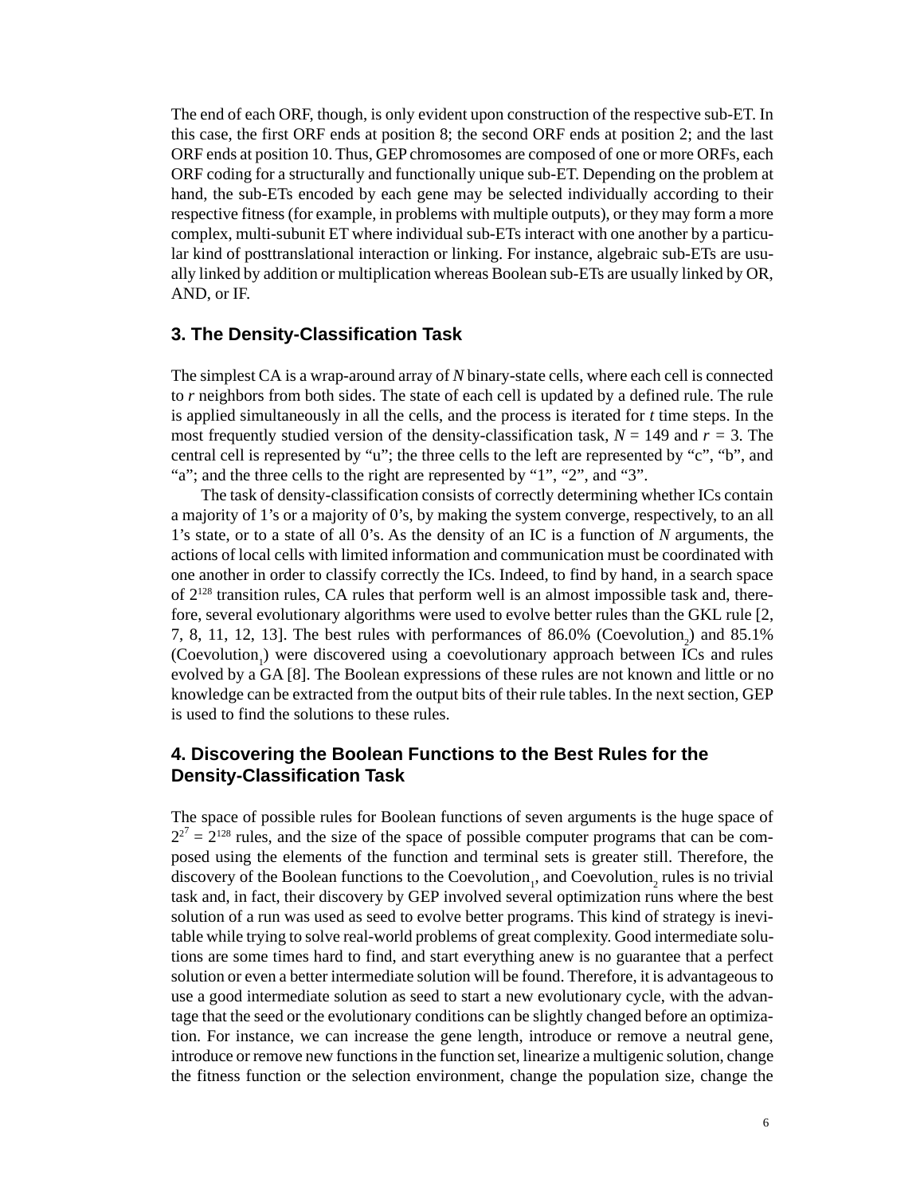The end of each ORF, though, is only evident upon construction of the respective sub-ET. In this case, the first ORF ends at position 8; the second ORF ends at position 2; and the last ORF ends at position 10. Thus, GEP chromosomes are composed of one or more ORFs, each ORF coding for a structurally and functionally unique sub-ET. Depending on the problem at hand, the sub-ETs encoded by each gene may be selected individually according to their respective fitness (for example, in problems with multiple outputs), or they may form a more complex, multi-subunit ET where individual sub-ETs interact with one another by a particular kind of posttranslational interaction or linking. For instance, algebraic sub-ETs are usually linked by addition or multiplication whereas Boolean sub-ETs are usually linked by OR, AND, or IF.

## 3. The Density-Classification Task

The simplest CA is a wrap-around array of $N$ binary-state cells, where each cell is connected to $r$ neighbors from both sides. The state of each cell is updated by a defined rule. The rule is applied simultaneously in all the cells, and the process is iterated for $t$ time steps. In the most frequently studied version of the density-classification task, $N = 149$ and $r = 3$. The central cell is represented by "u"; the three cells to the left are represented by "c", "b", and "a"; and the three cells to the right are represented by "1", "2", and "3".

The task of density-classification consists of correctly determining whether ICs contain a majority of 1's or a majority of 0's, by making the system converge, respectively, to an all 1's state, or to a state of all 0's. As the density of an IC is a function of $N$ arguments, the actions of local cells with limited information and communication must be coordinated with one another in order to classify correctly the ICs. Indeed, to find by hand, in a search space of $2^{128}$ transition rules, CA rules that perform well is an almost impossible task and, therefore, several evolutionary algorithms were used to evolve better rules than the GKL rule [2, 7, 8, 11, 12, 13]. The best rules with performances of 86.0% ($\text{Coevolution}_2$) and 85.1% ($\text{Coevolution}_1$) were discovered using a coevolutionary approach between ICs and rules evolved by a GA [8]. The Boolean expressions of these rules are not known and little or no knowledge can be extracted from the output bits of their rule tables. In the next section, GEP is used to find the solutions to these rules.

## 4. Discovering the Boolean Functions to the Best Rules for the Density-Classification Task

The space of possible rules for Boolean functions of seven arguments is the huge space of $2^{2^7} = 2^{128}$ rules, and the size of the space of possible computer programs that can be composed using the elements of the function and terminal sets is greater still. Therefore, the discovery of the Boolean functions to the $\text{Coevolution}_1$, and $\text{Coevolution}_2$ rules is no trivial task and, in fact, their discovery by GEP involved several optimization runs where the best solution of a run was used as seed to evolve better programs. This kind of strategy is inevitable while trying to solve real-world problems of great complexity. Good intermediate solutions are some times hard to find, and start everything anew is no guarantee that a perfect solution or even a better intermediate solution will be found. Therefore, it is advantageous to use a good intermediate solution as seed to start a new evolutionary cycle, with the advantage that the seed or the evolutionary conditions can be slightly changed before an optimization. For instance, we can increase the gene length, introduce or remove a neutral gene, introduce or remove new functions in the function set, linearize a multigenic solution, change the fitness function or the selection environment, change the population size, change the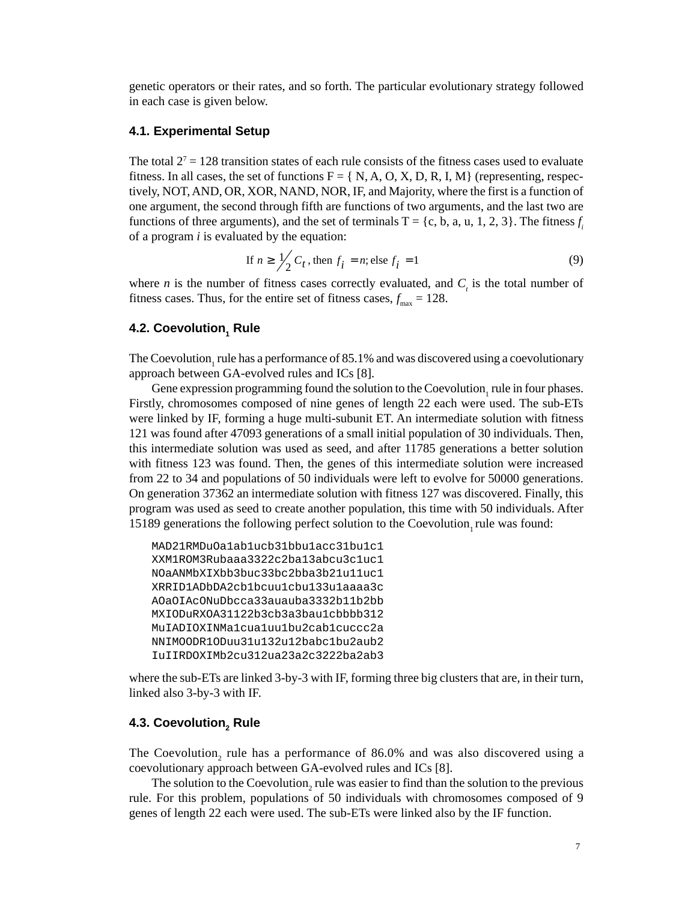genetic operators or their rates, and so forth. The particular evolutionary strategy followed in each case is given below.

### 4.1. Experimental Setup

The total $2^7 = 128$ transition states of each rule consists of the fitness cases used to evaluate fitness. In all cases, the set of functions F = { N, A, O, X, D, R, I, M} (representing, respectively, NOT, AND, OR, XOR, NAND, NOR, IF, and Majority, where the first is a function of one argument, the second through fifth are functions of two arguments, and the last two are functions of three arguments), and the set of terminals T = {c, b, a, u, 1, 2, 3}. The fitness $f_i$ of a program *i* is evaluated by the equation:

$$\text{If } n \geq \tfrac{1}{2} C_t \text{, then } f_i = n\text{; else } f_i = 1 \tag{9}$$

where *n* is the number of fitness cases correctly evaluated, and $C_t$ is the total number of fitness cases. Thus, for the entire set of fitness cases, $f_{max} = 128$.

### 4.2. Coevolution$_1$ Rule

The Coevolution$_1$ rule has a performance of 85.1% and was discovered using a coevolutionary approach between GA-evolved rules and ICs [8].

Gene expression programming found the solution to the Coevolution$_1$ rule in four phases. Firstly, chromosomes composed of nine genes of length 22 each were used. The sub-ETs were linked by IF, forming a huge multi-subunit ET. An intermediate solution with fitness 121 was found after 47093 generations of a small initial population of 30 individuals. Then, this intermediate solution was used as seed, and after 11785 generations a better solution with fitness 123 was found. Then, the genes of this intermediate solution were increased from 22 to 34 and populations of 50 individuals were left to evolve for 50000 generations. On generation 37362 an intermediate solution with fitness 127 was discovered. Finally, this program was used as seed to create another population, this time with 50 individuals. After 15189 generations the following perfect solution to the Coevolution$_1$ rule was found:

```
MAD21RMDuOa1ab1ucb31bbu1acc31bu1c1
XXM1ROM3Rubaaa3322c2ba13abcu3c1uc1
NOaANMbXIXbb3buc33bc2bba3b21u11uc1
XRRID1ADbDA2cb1bcuu1cbu133u1aaaa3c
AOaOIAcONuDbcca33auauba3332b11b2bb
MXIODuRXOA31122b3cb3a3bau1cbbbb312
MuIADIOXINMa1cua1uu1bu2cab1cuccc2a
NNIMOODR1ODuu31u132u12babc1bu2aub2
IuIIRDOXIMb2cu312ua23a2c3222ba2ab3
```

where the sub-ETs are linked 3-by-3 with IF, forming three big clusters that are, in their turn, linked also 3-by-3 with IF.

### 4.3. Coevolution$_2$ Rule

The Coevolution$_2$ rule has a performance of 86.0% and was also discovered using a coevolutionary approach between GA-evolved rules and ICs [8].

The solution to the Coevolution$_2$ rule was easier to find than the solution to the previous rule. For this problem, populations of 50 individuals with chromosomes composed of 9 genes of length 22 each were used. The sub-ETs were linked also by the IF function.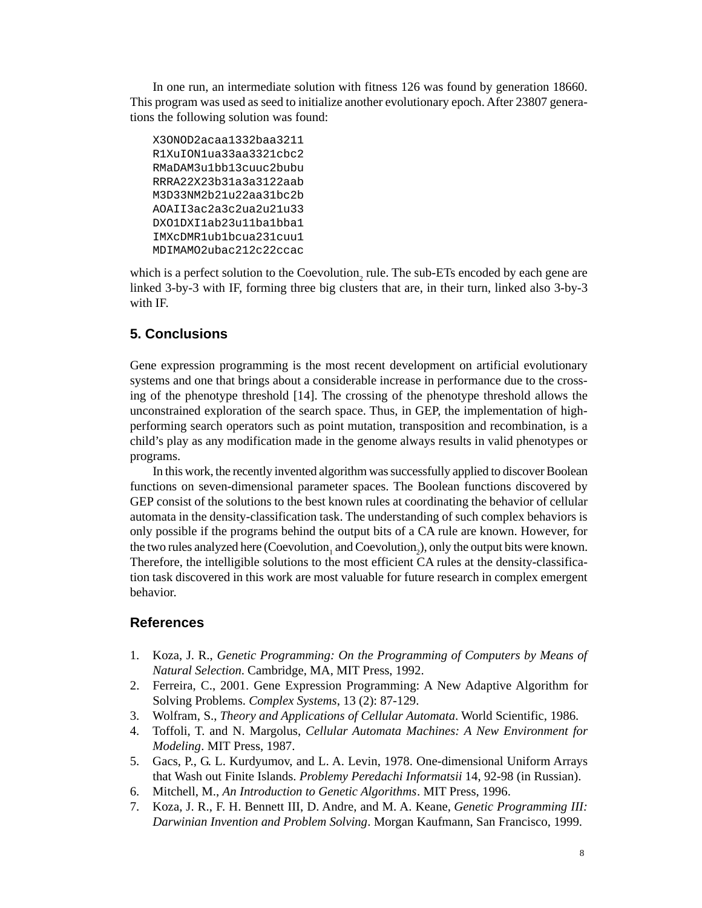In one run, an intermediate solution with fitness 126 was found by generation 18660. This program was used as seed to initialize another evolutionary epoch. After 23807 generations the following solution was found:

```
X3ONOD2acaa1332baa3211
R1XuION1ua33aa3321cbc2
RMaDAM3u1bb13cuuc2bubu
RRRA22X23b31a3a3122aab
M3D33NM2b21u22aa31bc2b
AOAII3ac2a3c2ua2u21u33
DXO1DXI1ab23u11ba1bba1
IMXcDMR1ub1bcua231cuu1
MDIMAMO2ubac212c22ccac
```

which is a perfect solution to the $Coevolution_2$ rule. The sub-ETs encoded by each gene are linked 3-by-3 with IF, forming three big clusters that are, in their turn, linked also 3-by-3 with IF.

## 5. Conclusions

Gene expression programming is the most recent development on artificial evolutionary systems and one that brings about a considerable increase in performance due to the crossing of the phenotype threshold [14]. The crossing of the phenotype threshold allows the unconstrained exploration of the search space. Thus, in GEP, the implementation of high-performing search operators such as point mutation, transposition and recombination, is a child's play as any modification made in the genome always results in valid phenotypes or programs.

In this work, the recently invented algorithm was successfully applied to discover Boolean functions on seven-dimensional parameter spaces. The Boolean functions discovered by GEP consist of the solutions to the best known rules at coordinating the behavior of cellular automata in the density-classification task. The understanding of such complex behaviors is only possible if the programs behind the output bits of a CA rule are known. However, for the two rules analyzed here ($Coevolution_1$ and $Coevolution_2$), only the output bits were known. Therefore, the intelligible solutions to the most efficient CA rules at the density-classification task discovered in this work are most valuable for future research in complex emergent behavior.

## References

1. Koza, J. R., *Genetic Programming: On the Programming of Computers by Means of Natural Selection*. Cambridge, MA, MIT Press, 1992.
2. Ferreira, C., 2001. Gene Expression Programming: A New Adaptive Algorithm for Solving Problems. *Complex Systems*, 13 (2): 87-129.
3. Wolfram, S., *Theory and Applications of Cellular Automata*. World Scientific, 1986.
4. Toffoli, T. and N. Margolus, *Cellular Automata Machines: A New Environment for Modeling*. MIT Press, 1987.
5. Gacs, P., G. L. Kurdyumov, and L. A. Levin, 1978. One-dimensional Uniform Arrays that Wash out Finite Islands. *Problemy Peredachi Informatsii* 14, 92-98 (in Russian).
6. Mitchell, M., *An Introduction to Genetic Algorithms*. MIT Press, 1996.
7. Koza, J. R., F. H. Bennett III, D. Andre, and M. A. Keane, *Genetic Programming III: Darwinian Invention and Problem Solving*. Morgan Kaufmann, San Francisco, 1999.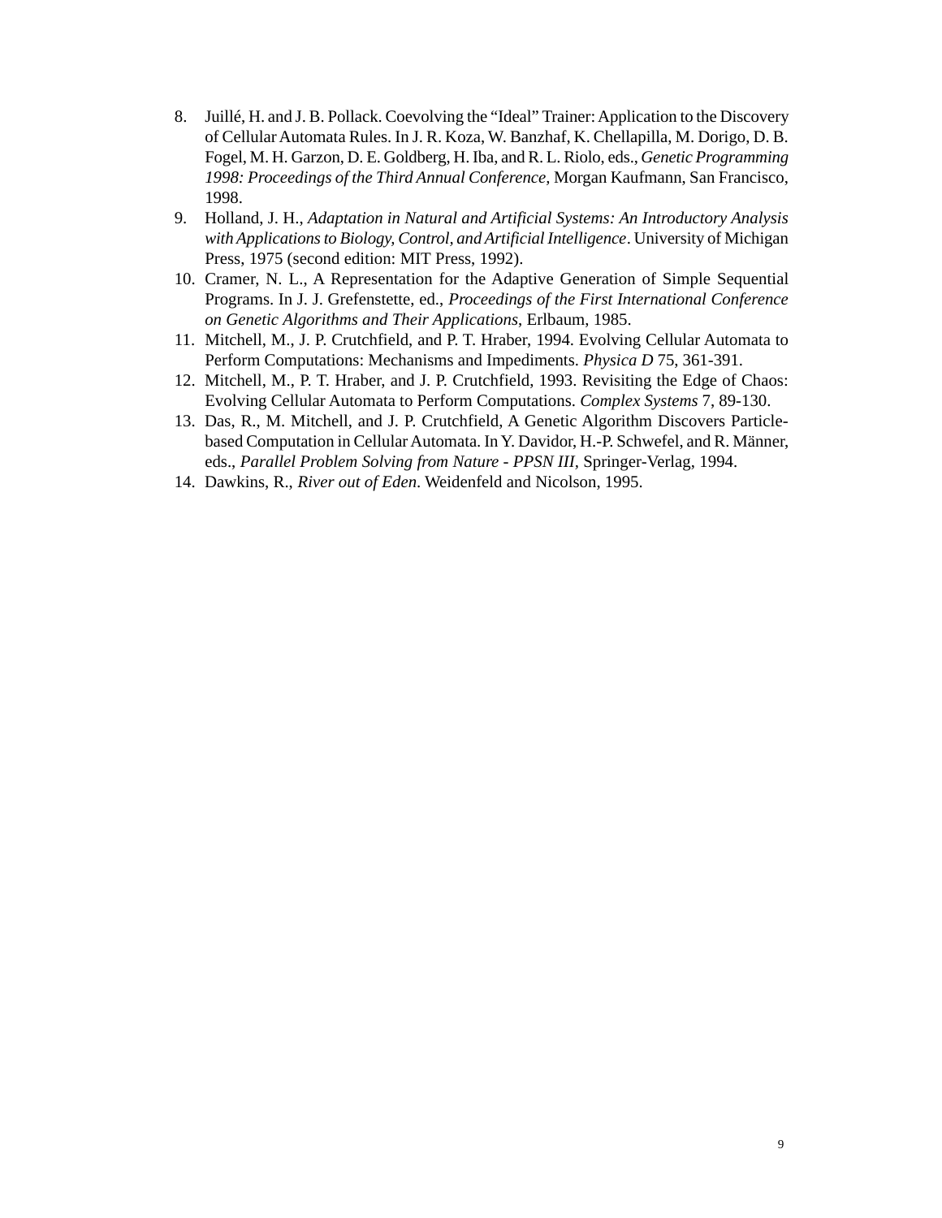8. Juillé, H. and J. B. Pollack. Coevolving the "Ideal" Trainer: Application to the Discovery of Cellular Automata Rules. In J. R. Koza, W. Banzhaf, K. Chellapilla, M. Dorigo, D. B. Fogel, M. H. Garzon, D. E. Goldberg, H. Iba, and R. L. Riolo, eds., *Genetic Programming 1998: Proceedings of the Third Annual Conference*, Morgan Kaufmann, San Francisco, 1998.
9. Holland, J. H., *Adaptation in Natural and Artificial Systems: An Introductory Analysis with Applications to Biology, Control, and Artificial Intelligence*. University of Michigan Press, 1975 (second edition: MIT Press, 1992).
10. Cramer, N. L., A Representation for the Adaptive Generation of Simple Sequential Programs. In J. J. Grefenstette, ed., *Proceedings of the First International Conference on Genetic Algorithms and Their Applications*, Erlbaum, 1985.
11. Mitchell, M., J. P. Crutchfield, and P. T. Hraber, 1994. Evolving Cellular Automata to Perform Computations: Mechanisms and Impediments. *Physica D* 75, 361-391.
12. Mitchell, M., P. T. Hraber, and J. P. Crutchfield, 1993. Revisiting the Edge of Chaos: Evolving Cellular Automata to Perform Computations. *Complex Systems* 7, 89-130.
13. Das, R., M. Mitchell, and J. P. Crutchfield, A Genetic Algorithm Discovers Particle-based Computation in Cellular Automata. In Y. Davidor, H.-P. Schwefel, and R. Männer, eds., *Parallel Problem Solving from Nature - PPSN III*, Springer-Verlag, 1994.
14. Dawkins, R., *River out of Eden*. Weidenfeld and Nicolson, 1995.